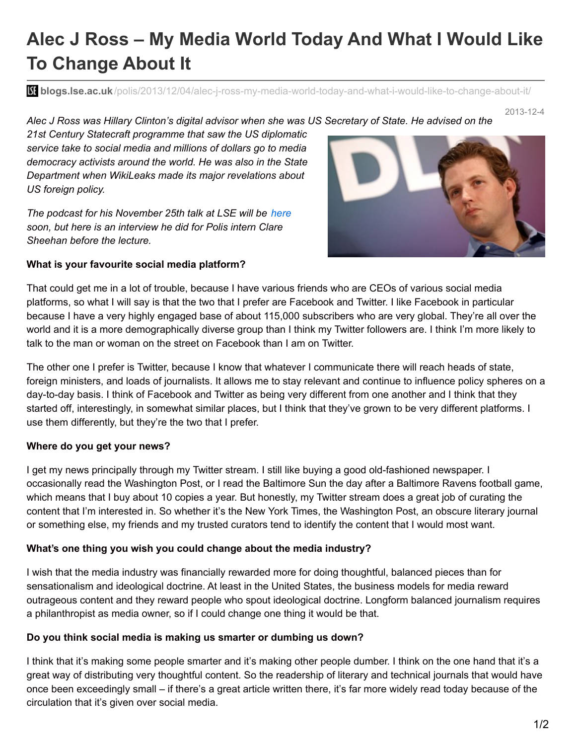# Alec J Ross – My Media World Today And What I Would Like To Change About It

**blogs.lse.ac.uk**/polis/2013/12/04/alec-j-ross-my-media-world-today-and-what-i-would-like-to-change-about-it/

2013-12-4

*Alec J Ross was Hillary Clinton's digital advisor when she was US Secretary of State. He advised on the 21st Century Statecraft programme that saw the US diplomatic service take to social media and millions of dollars go to media democracy activists around the world. He was also in the State Department when WikiLeaks made its major revelations about US foreign policy.*

*The podcast for his November 25th talk at LSE will be here soon, but here is an interview he did for Polis intern Clare Sheehan before the lecture.*

**What is your favourite social media platform?**

That could get me in a lot of trouble, because I have various friends who are CEOs of various social media platforms, so what I will say is that the two that I prefer are Facebook and Twitter. I like Facebook in particular because I have a very highly engaged base of about 115,000 subscribers who are very global. They're all over the world and it is a more demographically diverse group than I think my Twitter followers are. I think I'm more likely to talk to the man or woman on the street on Facebook than I am on Twitter.

The other one I prefer is Twitter, because I know that whatever I communicate there will reach heads of state, foreign ministers, and loads of journalists. It allows me to stay relevant and continue to influence policy spheres on a day-to-day basis. I think of Facebook and Twitter as being very different from one another and I think that they started off, interestingly, in somewhat similar places, but I think that they've grown to be very different platforms. I use them differently, but they're the two that I prefer.

**Where do you get your news?**

I get my news principally through my Twitter stream. I still like buying a good old-fashioned newspaper. I occasionally read the Washington Post, or I read the Baltimore Sun the day after a Baltimore Ravens football game, which means that I buy about 10 copies a year. But honestly, my Twitter stream does a great job of curating the content that I'm interested in. So whether it's the New York Times, the Washington Post, an obscure literary journal or something else, my friends and my trusted curators tend to identify the content that I would most want.

**What's one thing you wish you could change about the media industry?**

I wish that the media industry was financially rewarded more for doing thoughtful, balanced pieces than for sensationalism and ideological doctrine. At least in the United States, the business models for media reward outrageous content and they reward people who spout ideological doctrine. Longform balanced journalism requires a philanthropist as media owner, so if I could change one thing it would be that.

**Do you think social media is making us smarter or dumbing us down?**

I think that it's making some people smarter and it's making other people dumber. I think on the one hand that it's a great way of distributing very thoughtful content. So the readership of literary and technical journals that would have once been exceedingly small – if there's a great article written there, it's far more widely read today because of the circulation that it's given over social media.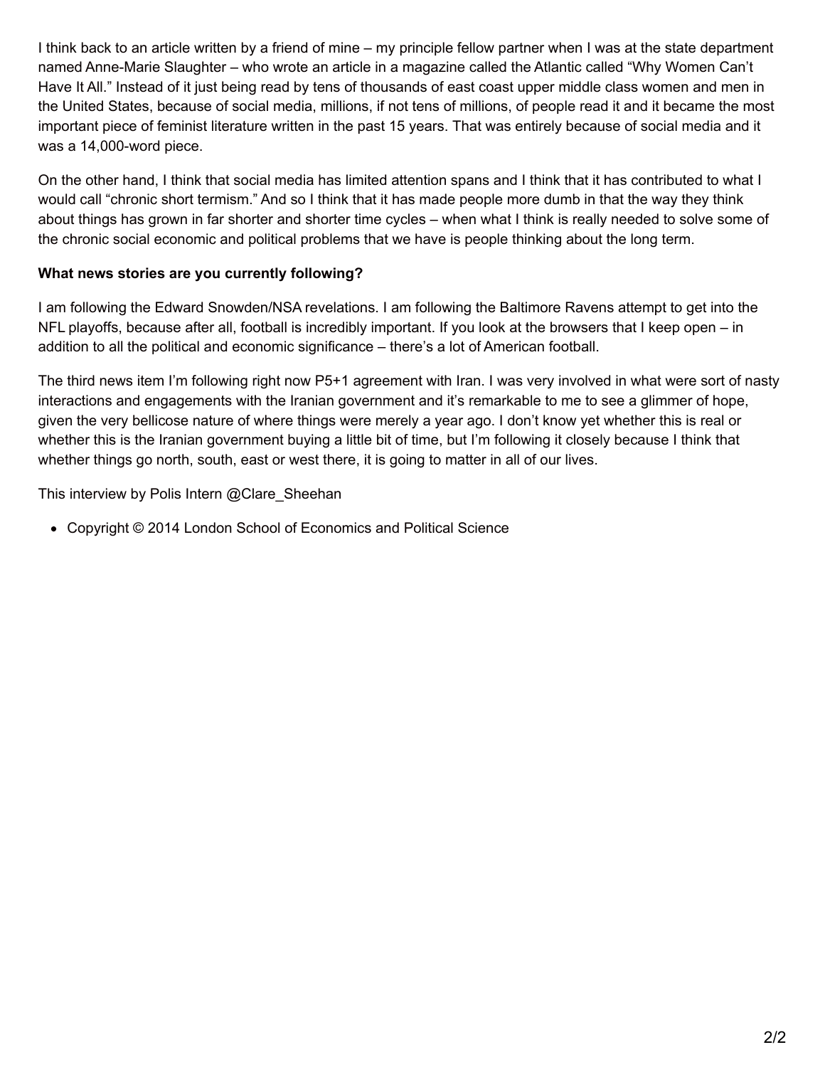I think back to an article written by a friend of mine – my principle fellow partner when I was at the state department named Anne-Marie Slaughter – who wrote an article in a magazine called the Atlantic called "Why Women Can't Have It All." Instead of it just being read by tens of thousands of east coast upper middle class women and men in the United States, because of social media, millions, if not tens of millions, of people read it and it became the most important piece of feminist literature written in the past 15 years. That was entirely because of social media and it was a 14,000-word piece.

On the other hand, I think that social media has limited attention spans and I think that it has contributed to what I would call "chronic short termism." And so I think that it has made people more dumb in that the way they think about things has grown in far shorter and shorter time cycles – when what I think is really needed to solve some of the chronic social economic and political problems that we have is people thinking about the long term.

**What news stories are you currently following?**

I am following the Edward Snowden/NSA revelations. I am following the Baltimore Ravens attempt to get into the NFL playoffs, because after all, football is incredibly important. If you look at the browsers that I keep open – in addition to all the political and economic significance – there's a lot of American football.

The third news item I'm following right now P5+1 agreement with Iran. I was very involved in what were sort of nasty interactions and engagements with the Iranian government and it's remarkable to me to see a glimmer of hope, given the very bellicose nature of where things were merely a year ago. I don't know yet whether this is real or whether this is the Iranian government buying a little bit of time, but I'm following it closely because I think that whether things go north, south, east or west there, it is going to matter in all of our lives.

This interview by Polis Intern @Clare_Sheehan

- Copyright © 2014 London School of Economics and Political Science